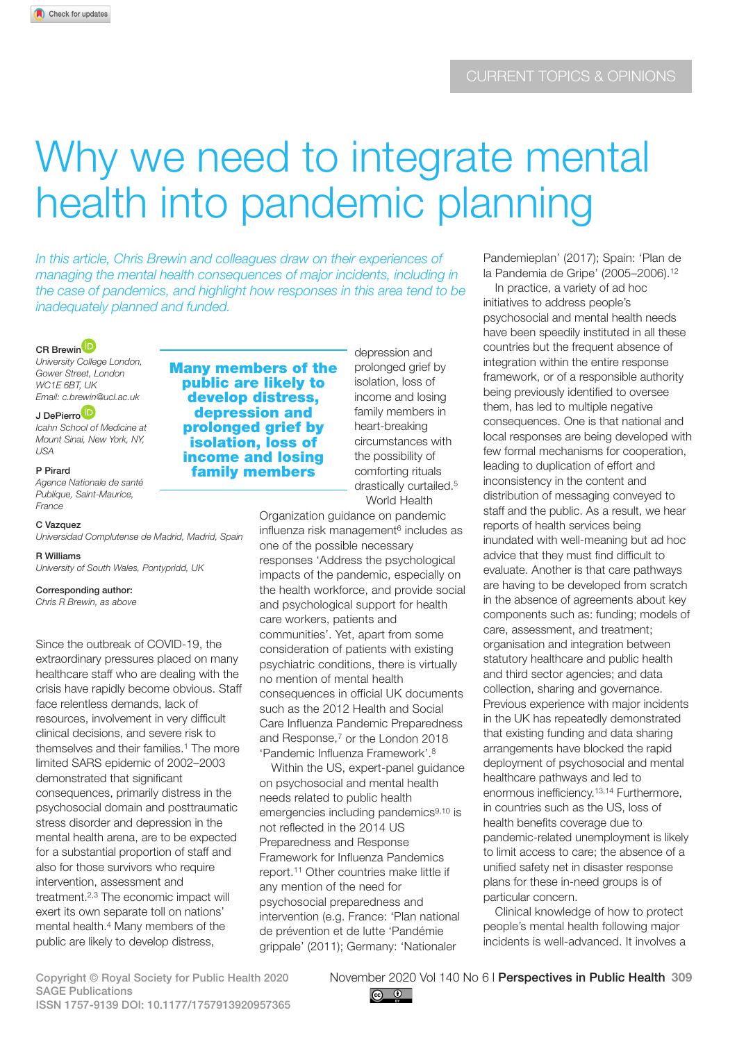CURRENT TOPICS & OPINIONS

# Why we need to integrate mental health into pandemic planning

*In this article, Chris Brewin and colleagues draw on their experiences of managing the mental health consequences of major incidents, including in the case of pandemics, and highlight how responses in this area tend to be inadequately planned and funded.*

**CR Brewin**
*University College London, Gower Street, London WC1E 6BT, UK*
*Email: c.brewin@ucl.ac.uk*

**J DePierro**
*Icahn School of Medicine at Mount Sinai, New York, NY, USA*

**P Pirard**
*Agence Nationale de santé Publique, Saint-Maurice, France*

**C Vazquez**
*Universidad Complutense de Madrid, Madrid, Spain*

**R Williams**
*University of South Wales, Pontypridd, UK*

**Corresponding author:**
*Chris R Brewin, as above*

Since the outbreak of COVID-19, the extraordinary pressures placed on many healthcare staff who are dealing with the crisis have rapidly become obvious. Staff face relentless demands, lack of resources, involvement in very difficult clinical decisions, and severe risk to themselves and their families.[1] The more limited SARS epidemic of 2002–2003 demonstrated that significant consequences, primarily distress in the psychosocial domain and posttraumatic stress disorder and depression in the mental health arena, are to be expected for a substantial proportion of staff and also for those survivors who require intervention, assessment and treatment.[2,3] The economic impact will exert its own separate toll on nations' mental health.[4] Many members of the public are likely to develop distress, depression and prolonged grief by isolation, loss of income and losing family members in heart-breaking circumstances with the possibility of comforting rituals drastically curtailed.[5]

**Many members of the public are likely to develop distress, depression and prolonged grief by isolation, loss of income and losing family members**

World Health Organization guidance on pandemic influenza risk management[6] includes as one of the possible necessary responses 'Address the psychological impacts of the pandemic, especially on the health workforce, and provide social and psychological support for health care workers, patients and communities'. Yet, apart from some consideration of patients with existing psychiatric conditions, there is virtually no mention of mental health consequences in official UK documents such as the 2012 Health and Social Care Influenza Pandemic Preparedness and Response,[7] or the London 2018 'Pandemic Influenza Framework'.[8]

Within the US, expert-panel guidance on psychosocial and mental health needs related to public health emergencies including pandemics[9,10] is not reflected in the 2014 US Preparedness and Response Framework for Influenza Pandemics report.[11] Other countries make little if any mention of the need for psychosocial preparedness and intervention (e.g. France: 'Plan national de prévention et de lutte 'Pandémie grippale' (2011); Germany: 'Nationaler Pandemieplan' (2017); Spain: 'Plan de la Pandemia de Gripe' (2005–2006).[12]

In practice, a variety of ad hoc initiatives to address people's psychosocial and mental health needs have been speedily instituted in all these countries but the frequent absence of integration within the entire response framework, or of a responsible authority being previously identified to oversee them, has led to multiple negative consequences. One is that national and local responses are being developed with few formal mechanisms for cooperation, leading to duplication of effort and inconsistency in the content and distribution of messaging conveyed to staff and the public. As a result, we hear reports of health services being inundated with well-meaning but ad hoc advice that they must find difficult to evaluate. Another is that care pathways are having to be developed from scratch in the absence of agreements about key components such as: funding; models of care, assessment, and treatment; organisation and integration between statutory healthcare and public health and third sector agencies; and data collection, sharing and governance. Previous experience with major incidents in the UK has repeatedly demonstrated that existing funding and data sharing arrangements have blocked the rapid deployment of psychosocial and mental healthcare pathways and led to enormous inefficiency.[13,14] Furthermore, in countries such as the US, loss of health benefits coverage due to pandemic-related unemployment is likely to limit access to care; the absence of a unified safety net in disaster response plans for these in-need groups is of particular concern.

Clinical knowledge of how to protect people's mental health following major incidents is well-advanced. It involves a

Copyright © Royal Society for Public Health 2020
SAGE Publications
ISSN 1757-9139 DOI: 10.1177/1757913920957365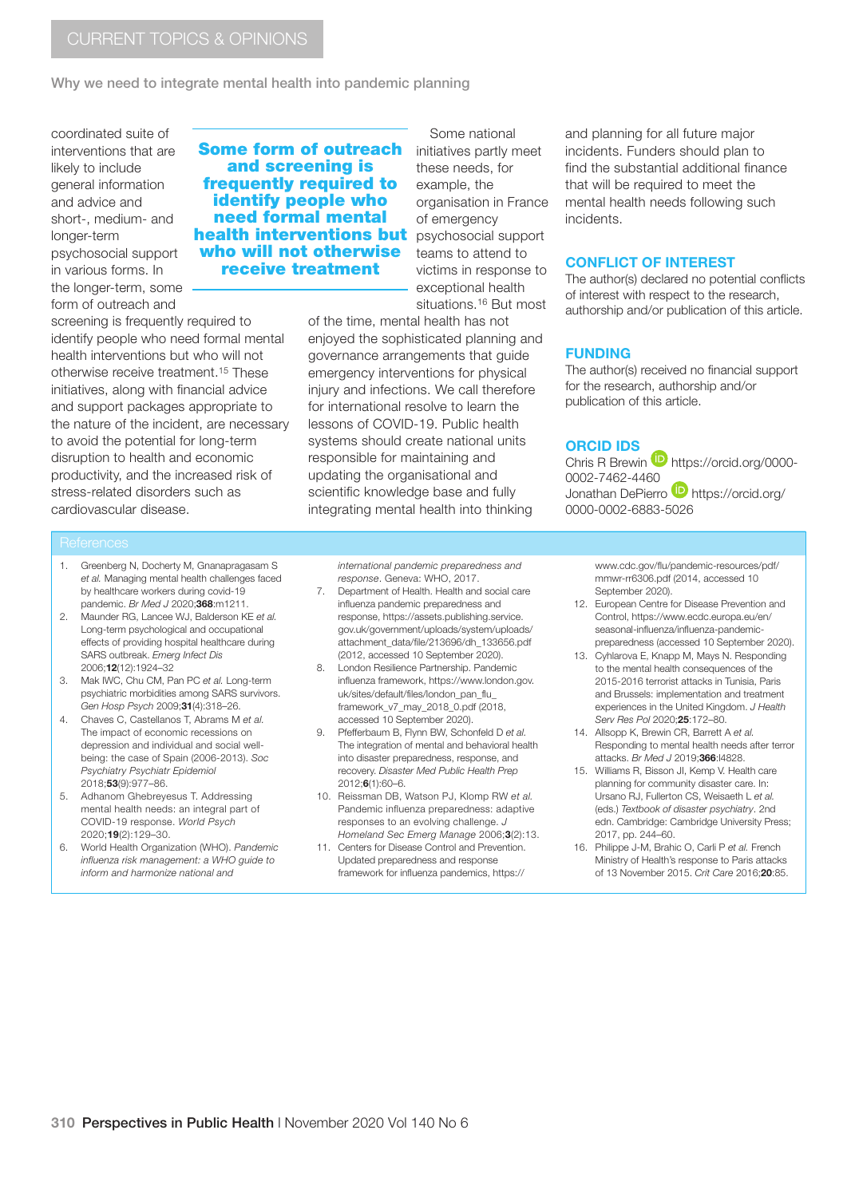coordinated suite of interventions that are likely to include general information and advice and short-, medium- and longer-term psychosocial support in various forms. In the longer-term, some form of outreach and screening is frequently required to identify people who need formal mental health interventions but who will not otherwise receive treatment.[15] These initiatives, along with financial advice and support packages appropriate to the nature of the incident, are necessary to avoid the potential for long-term disruption to health and economic productivity, and the increased risk of stress-related disorders such as cardiovascular disease.

**Some form of outreach and screening is frequently required to identify people who need formal mental health interventions but who will not otherwise receive treatment**

Some national initiatives partly meet these needs, for example, the organisation in France of emergency psychosocial support teams to attend to victims in response to exceptional health situations.[16] But most of the time, mental health has not enjoyed the sophisticated planning and governance arrangements that guide emergency interventions for physical injury and infections. We call therefore for international resolve to learn the lessons of COVID-19. Public health systems should create national units responsible for maintaining and updating the organisational and scientific knowledge base and fully integrating mental health into thinking and planning for all future major incidents. Funders should plan to find the substantial additional finance that will be required to meet the mental health needs following such incidents.

## CONFLICT OF INTEREST

The author(s) declared no potential conflicts of interest with respect to the research, authorship and/or publication of this article.

## FUNDING

The author(s) received no financial support for the research, authorship and/or publication of this article.

## ORCID IDS

Chris R Brewin https://orcid.org/0000-0002-7462-4460
Jonathan DePierro https://orcid.org/0000-0002-6883-5026

## References

1. Greenberg N, Docherty M, Gnanapragasam S *et al.* Managing mental health challenges faced by healthcare workers during covid-19 pandemic. *Br Med J* 2020;**368**:m1211.
2. Maunder RG, Lancee WJ, Balderson KE *et al.* Long-term psychological and occupational effects of providing hospital healthcare during SARS outbreak. *Emerg Infect Dis* 2006;**12**(12):1924–32
3. Mak IWC, Chu CM, Pan PC *et al.* Long-term psychiatric morbidities among SARS survivors. *Gen Hosp Psych* 2009;**31**(4):318–26.
4. Chaves C, Castellanos T, Abrams M *et al.* The impact of economic recessions on depression and individual and social well-being: the case of Spain (2006-2013). *Soc Psychiatry Psychiatr Epidemiol* 2018;**53**(9):977–86.
5. Adhanom Ghebreyesus T. Addressing mental health needs: an integral part of COVID-19 response. *World Psych* 2020;**19**(2):129–30.
6. World Health Organization (WHO). *Pandemic influenza risk management: a WHO guide to inform and harmonize national and international pandemic preparedness and response*. Geneva: WHO, 2017.
7. Department of Health. Health and social care influenza pandemic preparedness and response, https://assets.publishing.service.gov.uk/government/uploads/system/uploads/attachment_data/file/213696/dh_133656.pdf (2012, accessed 10 September 2020).
8. London Resilience Partnership. Pandemic influenza framework, https://www.london.gov.uk/sites/default/files/london_pan_flu_framework_v7_may_2018_0.pdf (2018, accessed 10 September 2020).
9. Pfefferbaum B, Flynn BW, Schonfeld D *et al.* The integration of mental and behavioral health into disaster preparedness, response, and recovery. *Disaster Med Public Health Prep* 2012;**6**(1):60–6.
10. Reissman DB, Watson PJ, Klomp RW *et al.* Pandemic influenza preparedness: adaptive responses to an evolving challenge. *J Homeland Sec Emerg Manage* 2006;**3**(2):13.
11. Centers for Disease Control and Prevention. Updated preparedness and response framework for influenza pandemics, https://www.cdc.gov/flu/pandemic-resources/pdf/mmwr-rr6306.pdf (2014, accessed 10 September 2020).
12. European Centre for Disease Prevention and Control, https://www.ecdc.europa.eu/en/seasonal-influenza/influenza-pandemic-preparedness (accessed 10 September 2020).
13. Cyhlarova E, Knapp M, Mays N. Responding to the mental health consequences of the 2015-2016 terrorist attacks in Tunisia, Paris and Brussels: implementation and treatment experiences in the United Kingdom. *J Health Serv Res Pol* 2020;**25**:172–80.
14. Allsopp K, Brewin CR, Barrett A *et al.* Responding to mental health needs after terror attacks. *Br Med J* 2019;**366**:l4828.
15. Williams R, Bisson JI, Kemp V. Health care planning for community disaster care. In: Ursano RJ, Fullerton CS, Weisaeth L *et al.* (eds.) *Textbook of disaster psychiatry*. 2nd edn. Cambridge: Cambridge University Press; 2017, pp. 244–60.
16. Philippe J-M, Brahic O, Carli P *et al.* French Ministry of Health's response to Paris attacks of 13 November 2015. *Crit Care* 2016;**20**:85.